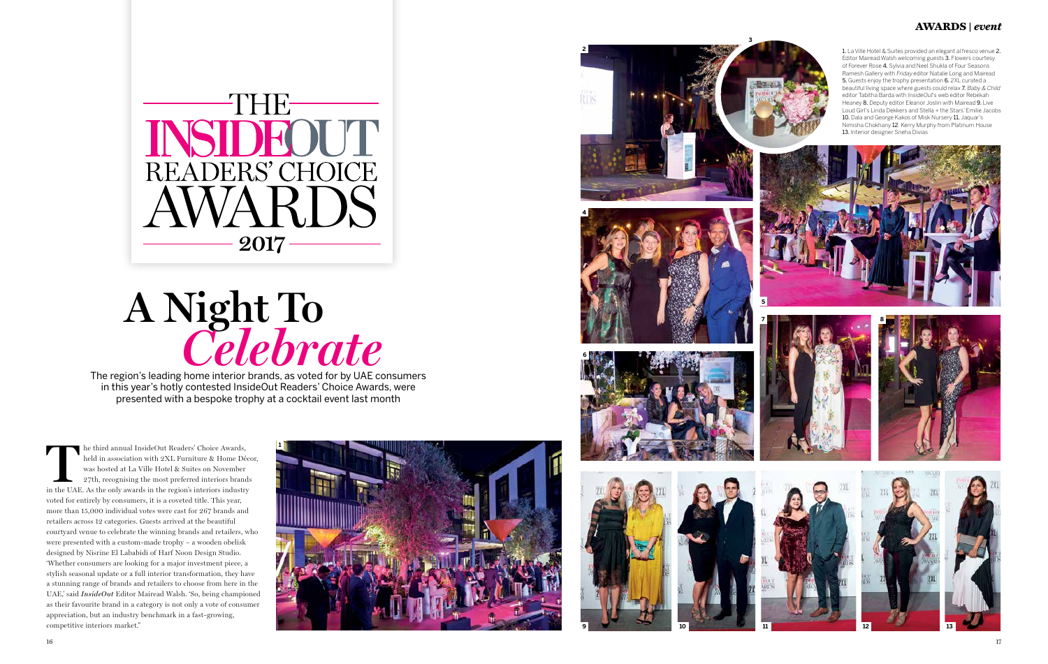# THE INSIDEOUT READERS' CHOICE AWARDS 2017

# A Night To *Celebrate*

The region's leading home interior brands, as voted for by UAE consumers in this year's hotly contested InsideOut Readers' Choice Awards, were presented with a bespoke trophy at a cocktail event last month

The third annual InsideOut Readers' Choice Awards, held in association with 2XL Furniture & Home Décor, was hosted at La Ville Hotel & Suites on November 27th, recognising the most preferred interiors brands in the UAE. As the only awards in the region's interiors industry voted for entirely by consumers, it is a coveted title. This year, more than 15,000 individual votes were cast for 267 brands and retailers across 12 categories. Guests arrived at the beautiful courtyard venue to celebrate the winning brands and retailers, who were presented with a custom-made trophy – a wooden obelisk designed by Nisrine El Lababidi of Harf Noon Design Studio. 'Whether consumers are looking for a major investment piece, a stylish seasonal update or a full interior transformation, they have a stunning range of brands and retailers to choose from here in the UAE,' said *InsideOut* Editor Mairead Walsh. 'So, being championed as their favourite brand in a category is not only a vote of consumer appreciation, but an industry benchmark in a fast-growing, competitive interiors market."

## AWARDS | *event*

**1.** La Ville Hotel & Suites provided an elegant al fresco venue **2.** Editor Mairead Walsh welcoming guests **3.** Flowers courtesy of Forever Rose **4.** Sylvia and Neel Shukla of Four Seasons Ramesh Gallery with *Friday* editor Natalie Long and Mairead **5.** Guests enjoy the trophy presentation **6.** 2XL curated a beautiful living space where guests could relax **7.** *Baby & Child* editor Tabitha Barda with InsideOut's web editor Rebekah Heaney **8.** Deputy editor Eleanor Joslin with Mairead **9.** Live Loud Girl's Linda Dekkers and Stella + the Stars' Emilie Jacobs **10.** Dala and George Kakos of Misk Nursery **11.** Jaquar's Nimisha Chokhany **12.** Kerry Murphy from Platinum House **13.** Interior designer Sneha Divias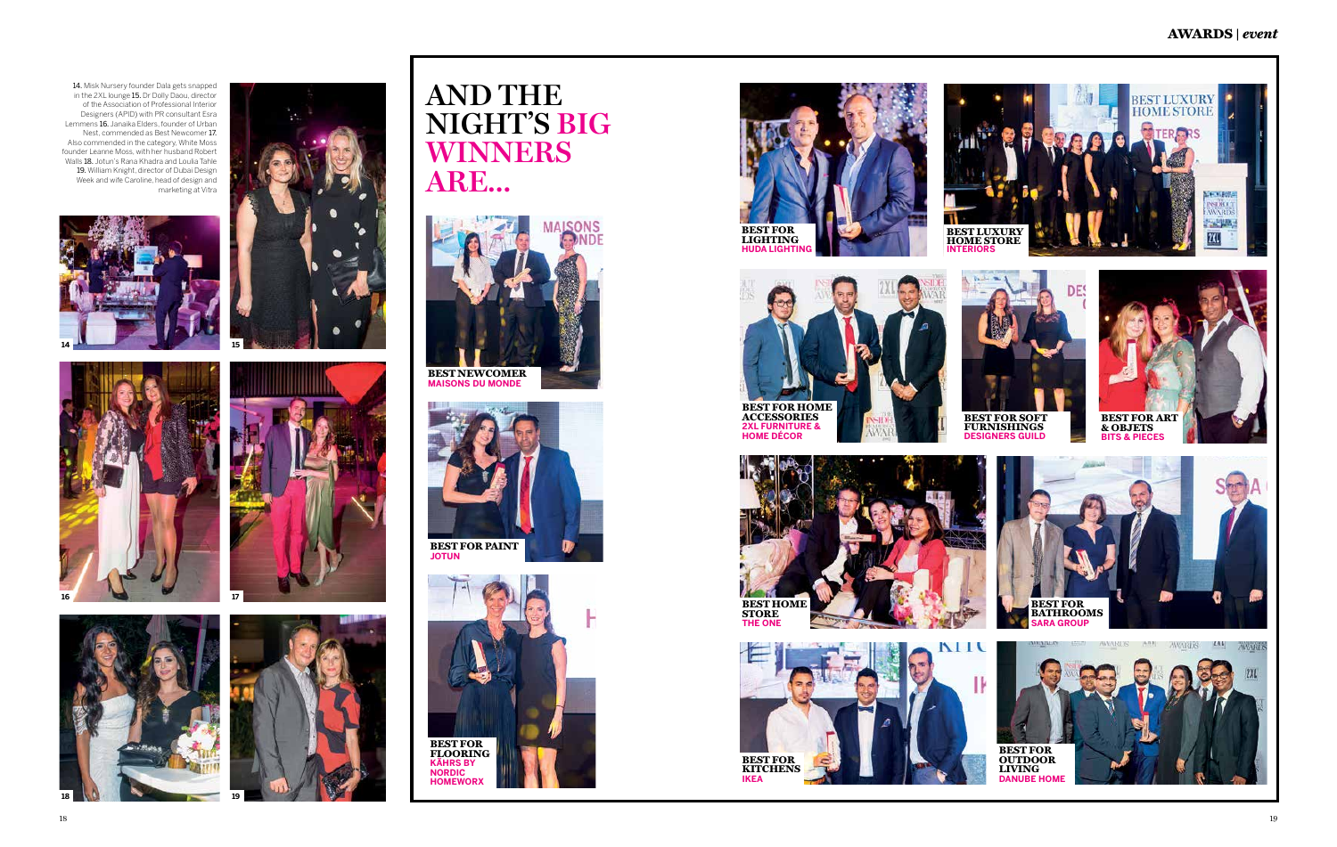14. Misk Nursery founder Dala gets snapped in the 2XL lounge 15. Dr Dolly Daou, director of the Association of Professional Interior Designers (APID) with PR consultant Esra Lemmens 16. Janaika Elders, founder of Urban Nest, commended as Best Newcomer 17. Also commended in the category, White Moss founder Leanne Moss, with her husband Robert Walls 18. Jotun's Rana Khadra and Loulia Tahle 19. William Knight, director of Dubai Design Week and wife Caroline, head of design and marketing at Vitra

# AND THE NIGHT'S BIG WINNERS ARE...

**BEST NEWCOMER**
MAISONS DU MONDE

**BEST FOR PAINT**
JOTUN

**BEST FOR FLOORING**
KÄHRS BY NORDIC HOMEWORX

**BEST FOR LIGHTING**
HUDA LIGHTING

**BEST LUXURY HOME STORE**
INTERIORS

**BEST FOR HOME ACCESSORIES**
2XL FURNITURE & HOME DÉCOR

**BEST FOR SOFT FURNISHINGS**
DESIGNERS GUILD

**BEST FOR ART & OBJETS**
BITS & PIECES

**BEST HOME STORE**
THE ONE

**BEST FOR BATHROOMS**
SARA GROUP

**BEST FOR KITCHENS**
IKEA

**BEST FOR OUTDOOR LIVING**
DANUBE HOME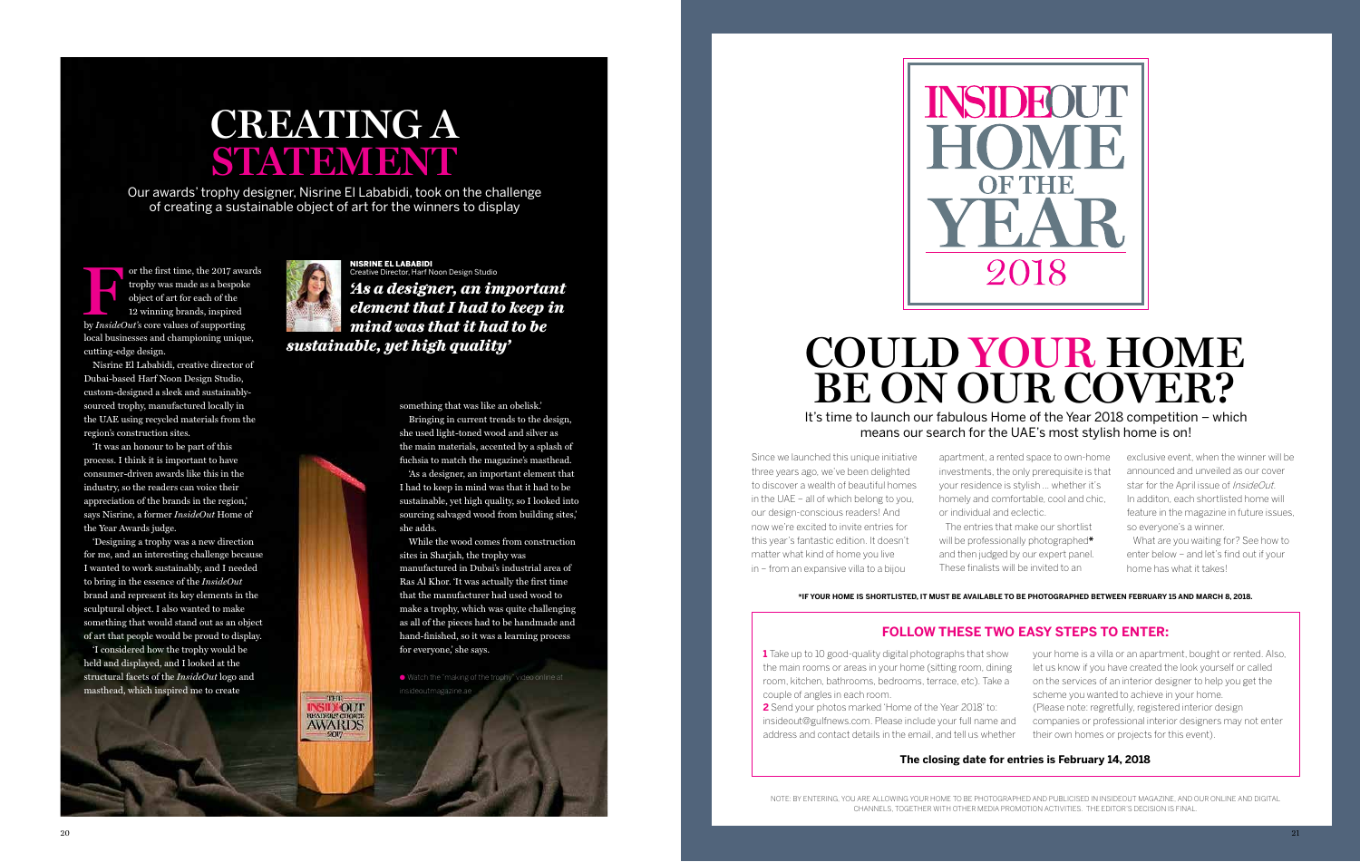# CREATING A STATEMENT

Our awards' trophy designer, Nisrine El Lababidi, took on the challenge of creating a sustainable object of art for the winners to display

For the first time, the 2017 awards trophy was made as a bespoke object of art for each of the 12 winning brands, inspired by *InsideOut's* core values of supporting local businesses and championing unique, cutting-edge design.

Nisrine El Lababidi, creative director of Dubai-based Harf Noon Design Studio, custom-designed a sleek and sustainably-sourced trophy, manufactured locally in the UAE using recycled materials from the region's construction sites.

'It was an honour to be part of this process. I think it is important to have consumer-driven awards like this in the industry, so the readers can voice their appreciation of the brands in the region,' says Nisrine, a former *InsideOut* Home of the Year Awards judge.

'Designing a trophy was a new direction for me, and an interesting challenge because I wanted to work sustainably, and I needed to bring in the essence of the *InsideOut* brand and represent its key elements in the sculptural object. I also wanted to make something that would stand out as an object of art that people would be proud to display.

'I considered how the trophy would be held and displayed, and I looked at the structural facets of the *InsideOut* logo and masthead, which inspired me to create something that was like an obelisk.'

**NISRINE EL LABABIDI**
Creative Director, Harf Noon Design Studio

***'As a designer, an important element that I had to keep in mind was that it had to be sustainable, yet high quality'***

Bringing in current trends to the design, she used light-toned wood and silver as the main materials, accented by a splash of fuchsia to match the magazine's masthead.

'As a designer, an important element that I had to keep in mind was that it had to be sustainable, yet high quality, so I looked into sourcing salvaged wood from building sites,' she adds.

While the wood comes from construction sites in Sharjah, the trophy was manufactured in Dubai's industrial area of Ras Al Khor. 'It was actually the first time that the manufacturer had used wood to make a trophy, which was quite challenging as all of the pieces had to be handmade and hand-finished, so it was a learning process for everyone,' she says.

● Watch the "making of the trophy" video online at insideoutmagazine.ae

INSIDEOUT HOME OF THE YEAR 2018

# COULD YOUR HOME BE ON OUR COVER?

It's time to launch our fabulous Home of the Year 2018 competition – which means our search for the UAE's most stylish home is on!

Since we launched this unique initiative three years ago, we've been delighted to discover a wealth of beautiful homes in the UAE – all of which belong to you, our design-conscious readers! And now we're excited to invite entries for this year's fantastic edition. It doesn't matter what kind of home you live in – from an expansive villa to a bijou apartment, a rented space to own-home investments, the only prerequisite is that your residence is stylish ... whether it's homely and comfortable, cool and chic, or individual and eclectic.

The entries that make our shortlist will be professionally photographed* and then judged by our expert panel. These finalists will be invited to an exclusive event, when the winner will be announced and unveiled as our cover star for the April issue of *InsideOut*. In additon, each shortlisted home will feature in the magazine in future issues, so everyone's a winner.

What are you waiting for? See how to enter below – and let's find out if your home has what it takes!

**\*IF YOUR HOME IS SHORTLISTED, IT MUST BE AVAILABLE TO BE PHOTOGRAPHED BETWEEN FEBRUARY 15 AND MARCH 8, 2018.**

## FOLLOW THESE TWO EASY STEPS TO ENTER:

**1** Take up to 10 good-quality digital photographs that show the main rooms or areas in your home (sitting room, dining room, kitchen, bathrooms, bedrooms, terrace, etc). Take a couple of angles in each room.

**2** Send your photos marked 'Home of the Year 2018' to: insideout@gulfnews.com. Please include your full name and address and contact details in the email, and tell us whether your home is a villa or an apartment, bought or rented. Also, let us know if you have created the look yourself or called on the services of an interior designer to help you get the scheme you wanted to achieve in your home. (Please note: regretfully, registered interior design companies or professional interior designers may not enter their own homes or projects for this event).

**The closing date for entries is February 14, 2018**

NOTE: BY ENTERING, YOU ARE ALLOWING YOUR HOME TO BE PHOTOGRAPHED AND PUBLICISED IN INSIDEOUT MAGAZINE, AND OUR ONLINE AND DIGITAL CHANNELS, TOGETHER WITH OTHER MEDIA PROMOTION ACTIVITIES. THE EDITOR'S DECISION IS FINAL.